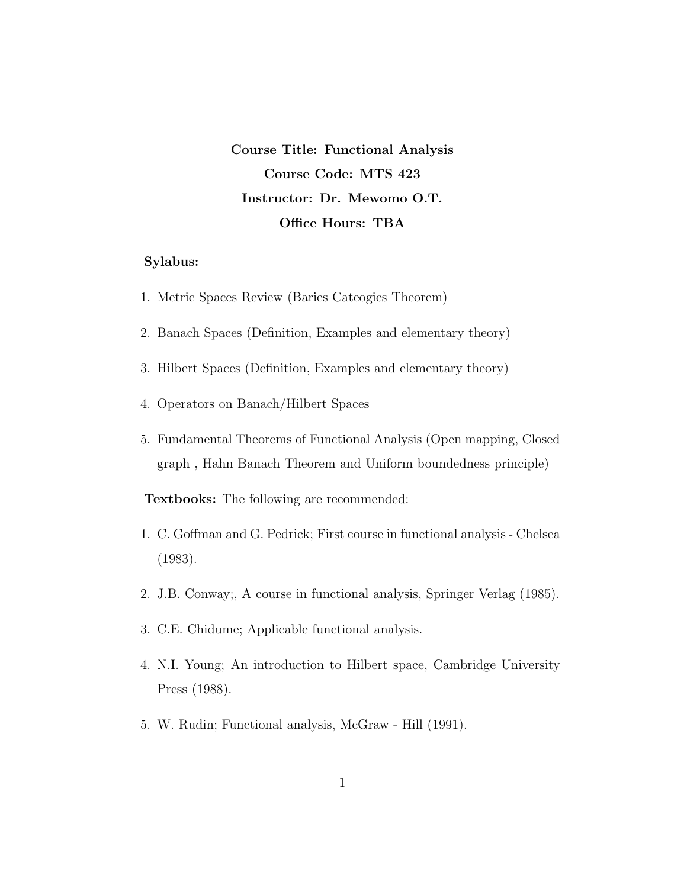**Course Title: Functional Analysis**

**Course Code: MTS 423**

**Instructor: Dr. Mewomo O.T.**

**Office Hours: TBA**

**Sylabus:**

1. Metric Spaces Review (Baries Cateogies Theorem)
2. Banach Spaces (Definition, Examples and elementary theory)
3. Hilbert Spaces (Definition, Examples and elementary theory)
4. Operators on Banach/Hilbert Spaces
5. Fundamental Theorems of Functional Analysis (Open mapping, Closed graph , Hahn Banach Theorem and Uniform boundedness principle)

**Textbooks:** The following are recommended:

1. C. Goffman and G. Pedrick; First course in functional analysis - Chelsea (1983).
2. J.B. Conway;, A course in functional analysis, Springer Verlag (1985).
3. C.E. Chidume; Applicable functional analysis.
4. N.I. Young; An introduction to Hilbert space, Cambridge University Press (1988).
5. W. Rudin; Functional analysis, McGraw - Hill (1991).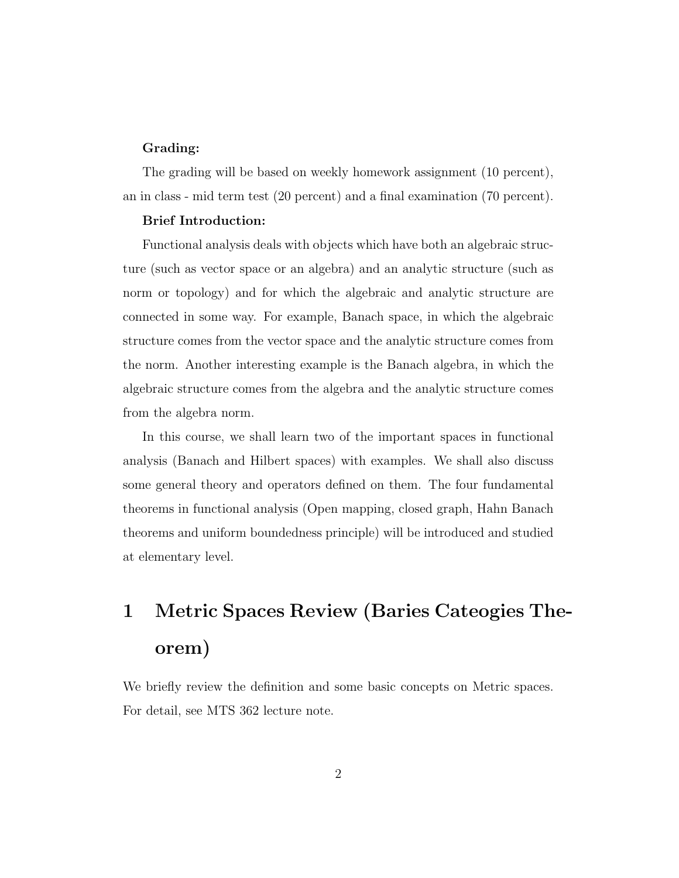**Grading:**

The grading will be based on weekly homework assignment (10 percent), an in class - mid term test (20 percent) and a final examination (70 percent).

**Brief Introduction:**

Functional analysis deals with objects which have both an algebraic structure (such as vector space or an algebra) and an analytic structure (such as norm or topology) and for which the algebraic and analytic structure are connected in some way. For example, Banach space, in which the algebraic structure comes from the vector space and the analytic structure comes from the norm. Another interesting example is the Banach algebra, in which the algebraic structure comes from the algebra and the analytic structure comes from the algebra norm.

In this course, we shall learn two of the important spaces in functional analysis (Banach and Hilbert spaces) with examples. We shall also discuss some general theory and operators defined on them. The four fundamental theorems in functional analysis (Open mapping, closed graph, Hahn Banach theorems and uniform boundedness principle) will be introduced and studied at elementary level.

# 1 Metric Spaces Review (Baries Cateogies Theorem)

We briefly review the definition and some basic concepts on Metric spaces. For detail, see MTS 362 lecture note.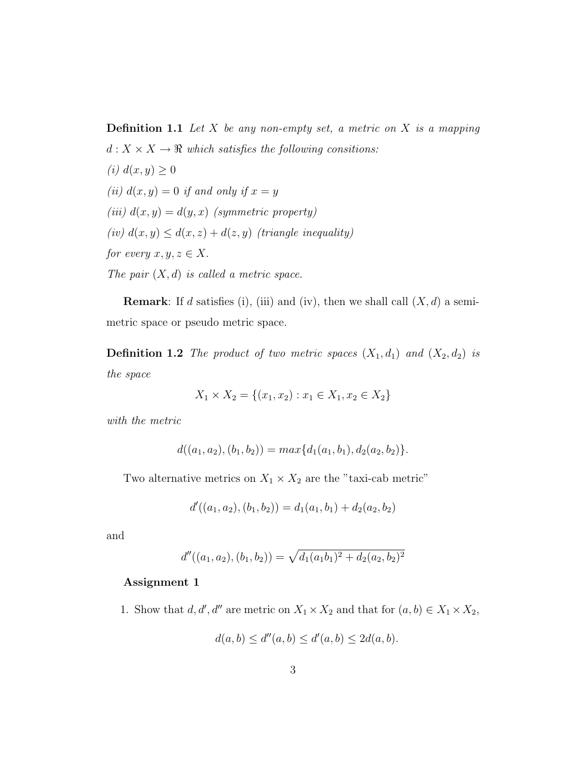**Definition 1.1** *Let $X$ be any non-empty set, a metric on $X$ is a mapping $d : X \times X \to \Re$ which satisfies the following consitions:*
*(i) $d(x, y) \geq 0$*
*(ii) $d(x, y) = 0$ if and only if $x = y$*
*(iii) $d(x, y) = d(y, x)$ (symmetric property)*
*(iv) $d(x, y) \leq d(x, z) + d(z, y)$ (triangle inequality)*
*for every $x, y, z \in X$.*
*The pair $(X, d)$ is called a metric space.*

**Remark**: If $d$ satisfies (i), (iii) and (iv), then we shall call $(X, d)$ a semi-metric space or pseudo metric space.

**Definition 1.2** *The product of two metric spaces $(X_1, d_1)$ and $(X_2, d_2)$ is the space*

$$X_1 \times X_2 = \{(x_1, x_2) : x_1 \in X_1, x_2 \in X_2\}$$

*with the metric*

$$d((a_1, a_2), (b_1, b_2)) = max\{d_1(a_1, b_1), d_2(a_2, b_2)\}.$$

Two alternative metrics on $X_1 \times X_2$ are the "taxi-cab metric"

$$d'((a_1, a_2), (b_1, b_2)) = d_1(a_1, b_1) + d_2(a_2, b_2)$$

and

$$d''((a_1, a_2), (b_1, b_2)) = \sqrt{d_1(a_1 b_1)^2 + d_2(a_2, b_2)^2}$$

**Assignment 1**

1. Show that $d, d', d''$ are metric on $X_1 \times X_2$ and that for $(a, b) \in X_1 \times X_2$,

$$d(a, b) \leq d''(a, b) \leq d'(a, b) \leq 2d(a, b).$$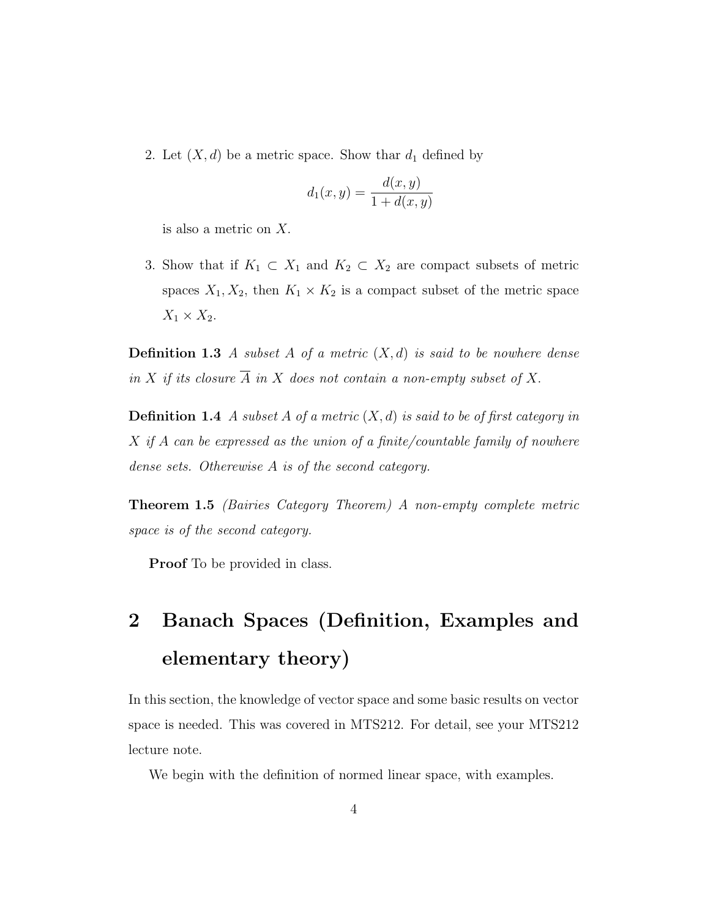2. Let $(X, d)$ be a metric space. Show thar $d_1$ defined by

$$d_1(x, y) = \frac{d(x, y)}{1 + d(x, y)}$$

is also a metric on $X$.

3. Show that if $K_1 \subset X_1$ and $K_2 \subset X_2$ are compact subsets of metric spaces $X_1, X_2$, then $K_1 \times K_2$ is a compact subset of the metric space $X_1 \times X_2$.

**Definition 1.3** *A subset $A$ of a metric $(X, d)$ is said to be nowhere dense in $X$ if its closure $\overline{A}$ in $X$ does not contain a non-empty subset of $X$.*

**Definition 1.4** *A subset $A$ of a metric $(X, d)$ is said to be of first category in $X$ if $A$ can be expressed as the union of a finite/countable family of nowhere dense sets. Otherewise $A$ is of the second category.*

**Theorem 1.5** *(Bairies Category Theorem) A non-empty complete metric space is of the second category.*

**Proof** To be provided in class.

# 2 Banach Spaces (Definition, Examples and elementary theory)

In this section, the knowledge of vector space and some basic results on vector space is needed. This was covered in MTS212. For detail, see your MTS212 lecture note.

We begin with the definition of normed linear space, with examples.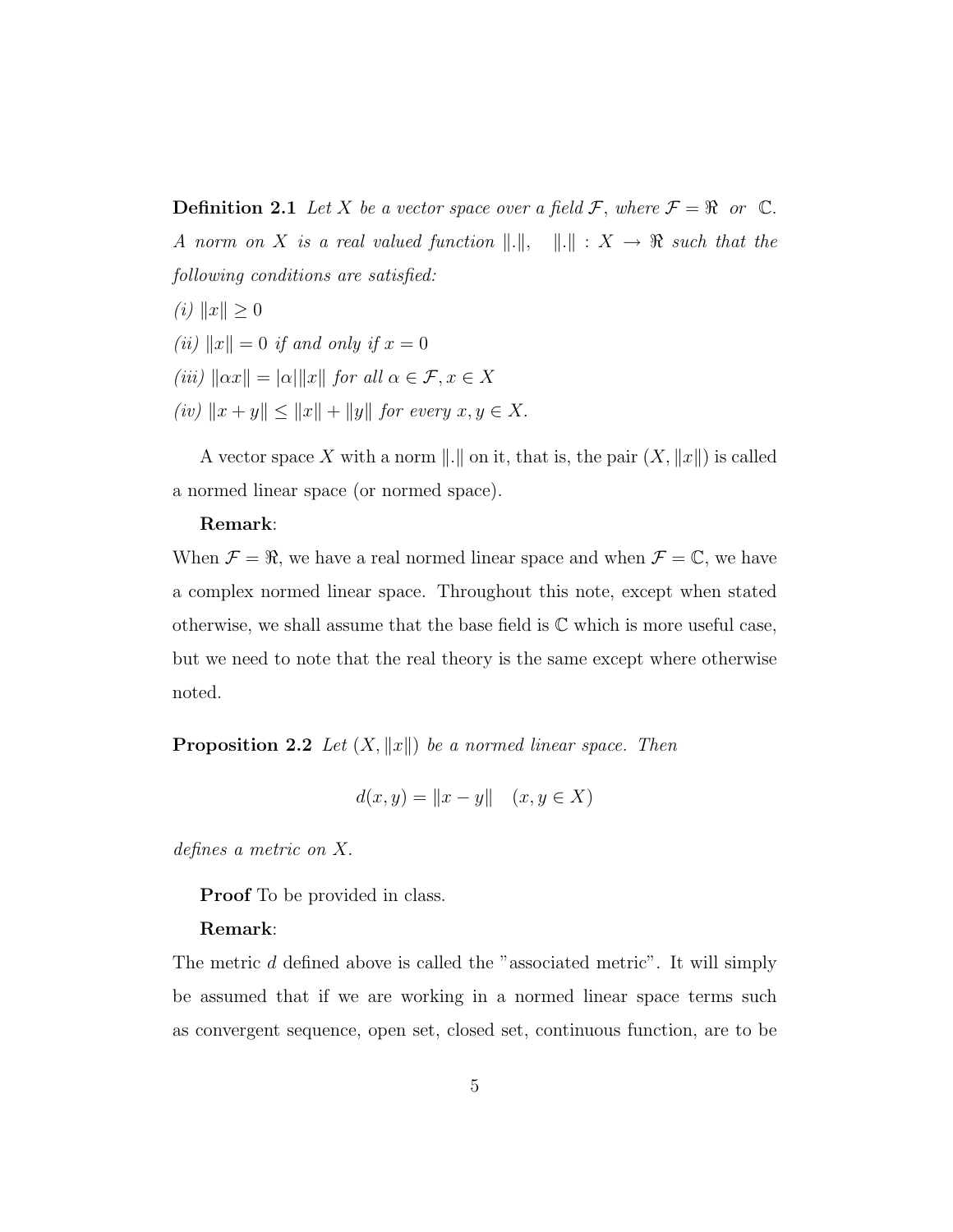**Definition 2.1** *Let $X$ be a vector space over a field $\mathcal{F}$, where $\mathcal{F} = \Re$ or $\mathbb{C}$. A norm on $X$ is a real valued function $\|.\|$, $\|.\| : X \to \Re$ such that the following conditions are satisfied:*

*(i)* $\|x\| \geq 0$

*(ii)* $\|x\| = 0$ *if and only if* $x = 0$

*(iii)* $\|\alpha x\| = |\alpha|\|x\|$ *for all* $\alpha \in \mathcal{F}, x \in X$

*(iv)* $\|x + y\| \leq \|x\| + \|y\|$ *for every* $x, y \in X$.

A vector space $X$ with a norm $\|.\|$ on it, that is, the pair $(X, \|x\|)$ is called a normed linear space (or normed space).

**Remark**:

When $\mathcal{F} = \Re$, we have a real normed linear space and when $\mathcal{F} = \mathbb{C}$, we have a complex normed linear space. Throughout this note, except when stated otherwise, we shall assume that the base field is $\mathbb{C}$ which is more useful case, but we need to note that the real theory is the same except where otherwise noted.

**Proposition 2.2** *Let $(X, \|x\|)$ be a normed linear space. Then*

$$d(x, y) = \|x - y\| \quad (x, y \in X)$$

*defines a metric on $X$.*

**Proof** To be provided in class.

**Remark**:

The metric $d$ defined above is called the "associated metric". It will simply be assumed that if we are working in a normed linear space terms such as convergent sequence, open set, closed set, continuous function, are to be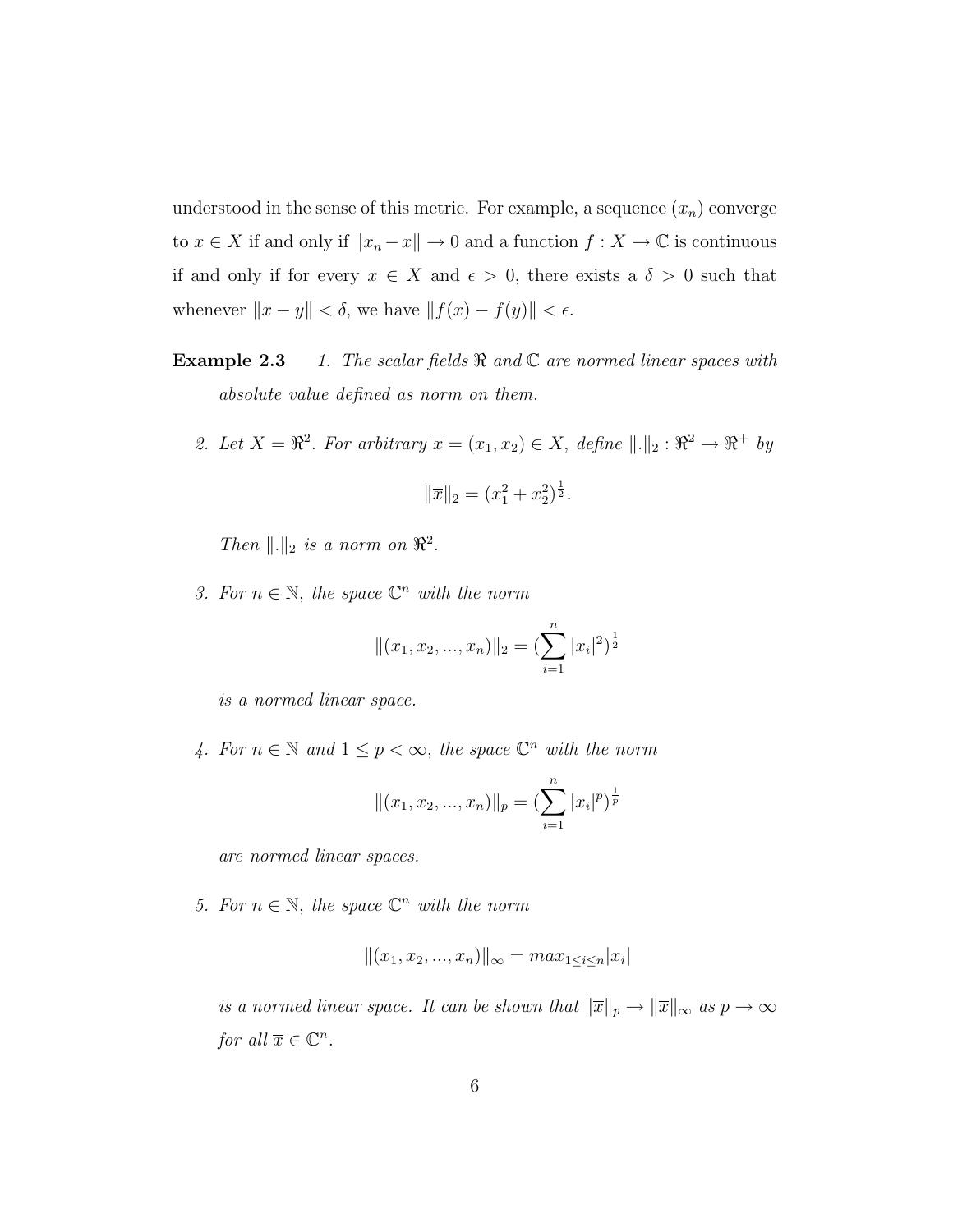understood in the sense of this metric. For example, a sequence $(x_n)$ converge to $x \in X$ if and only if $\|x_n - x\| \to 0$ and a function $f : X \to \mathbb{C}$ is continuous if and only if for every $x \in X$ and $\epsilon > 0$, there exists a $\delta > 0$ such that whenever $\|x - y\| < \delta$, we have $\|f(x) - f(y)\| < \epsilon$.

**Example 2.3** *1. The scalar fields $\Re$ and $\mathbb{C}$ are normed linear spaces with absolute value defined as norm on them.*

2. *Let $X = \Re^2$. For arbitrary $\overline{x} = (x_1, x_2) \in X$, define $\|.\|_2 : \Re^2 \to \Re^+$ by*

$$\|\overline{x}\|_2 = (x_1^2 + x_2^2)^{\frac{1}{2}}.$$

*Then $\|.\|_2$ is a norm on $\Re^2$.*

3. *For $n \in \mathbb{N}$, the space $\mathbb{C}^n$ with the norm*

$$\|(x_1, x_2, ..., x_n)\|_2 = (\sum_{i=1}^{n} |x_i|^2)^{\frac{1}{2}}$$

*is a normed linear space.*

4. *For $n \in \mathbb{N}$ and $1 \leq p < \infty$, the space $\mathbb{C}^n$ with the norm*

$$\|(x_1, x_2, ..., x_n)\|_p = (\sum_{i=1}^{n} |x_i|^p)^{\frac{1}{p}}$$

*are normed linear spaces.*

5. *For $n \in \mathbb{N}$, the space $\mathbb{C}^n$ with the norm*

$$\|(x_1, x_2, ..., x_n)\|_\infty = max_{1 \leq i \leq n} |x_i|$$

*is a normed linear space. It can be shown that $\|\overline{x}\|_p \to \|\overline{x}\|_\infty$ as $p \to \infty$ for all $\overline{x} \in \mathbb{C}^n$.*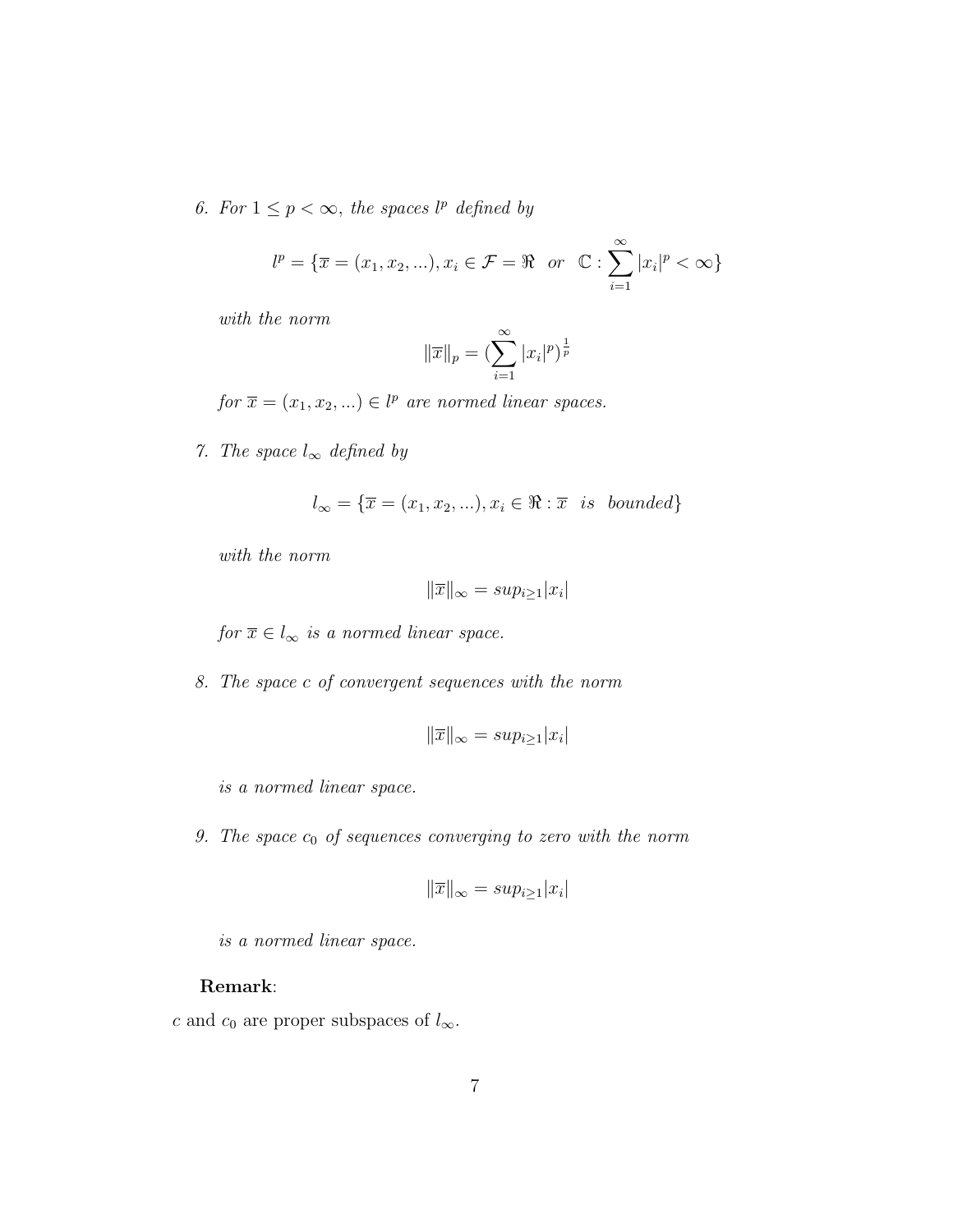6. *For $1 \leq p < \infty$, the spaces $l^p$ defined by*

$$l^p = \{\overline{x} = (x_1, x_2, ...), x_i \in \mathcal{F} = \Re \;\; or \;\; \mathbb{C} : \sum_{i=1}^{\infty} |x_i|^p < \infty\}$$

   *with the norm*

$$\|\overline{x}\|_p = (\sum_{i=1}^{\infty} |x_i|^p)^{\frac{1}{p}}$$

   *for $\overline{x} = (x_1, x_2, ...) \in l^p$ are normed linear spaces.*

7. *The space $l_\infty$ defined by*

$$l_\infty = \{\overline{x} = (x_1, x_2, ...), x_i \in \Re : \overline{x} \;\; is \;\; bounded\}$$

   *with the norm*

$$\|\overline{x}\|_\infty = sup_{i \geq 1} |x_i|$$

   *for $\overline{x} \in l_\infty$ is a normed linear space.*

8. *The space $c$ of convergent sequences with the norm*

$$\|\overline{x}\|_\infty = sup_{i \geq 1} |x_i|$$

   *is a normed linear space.*

9. *The space $c_0$ of sequences converging to zero with the norm*

$$\|\overline{x}\|_\infty = sup_{i \geq 1} |x_i|$$

   *is a normed linear space.*

**Remark**:

$c$ and $c_0$ are proper subspaces of $l_\infty$.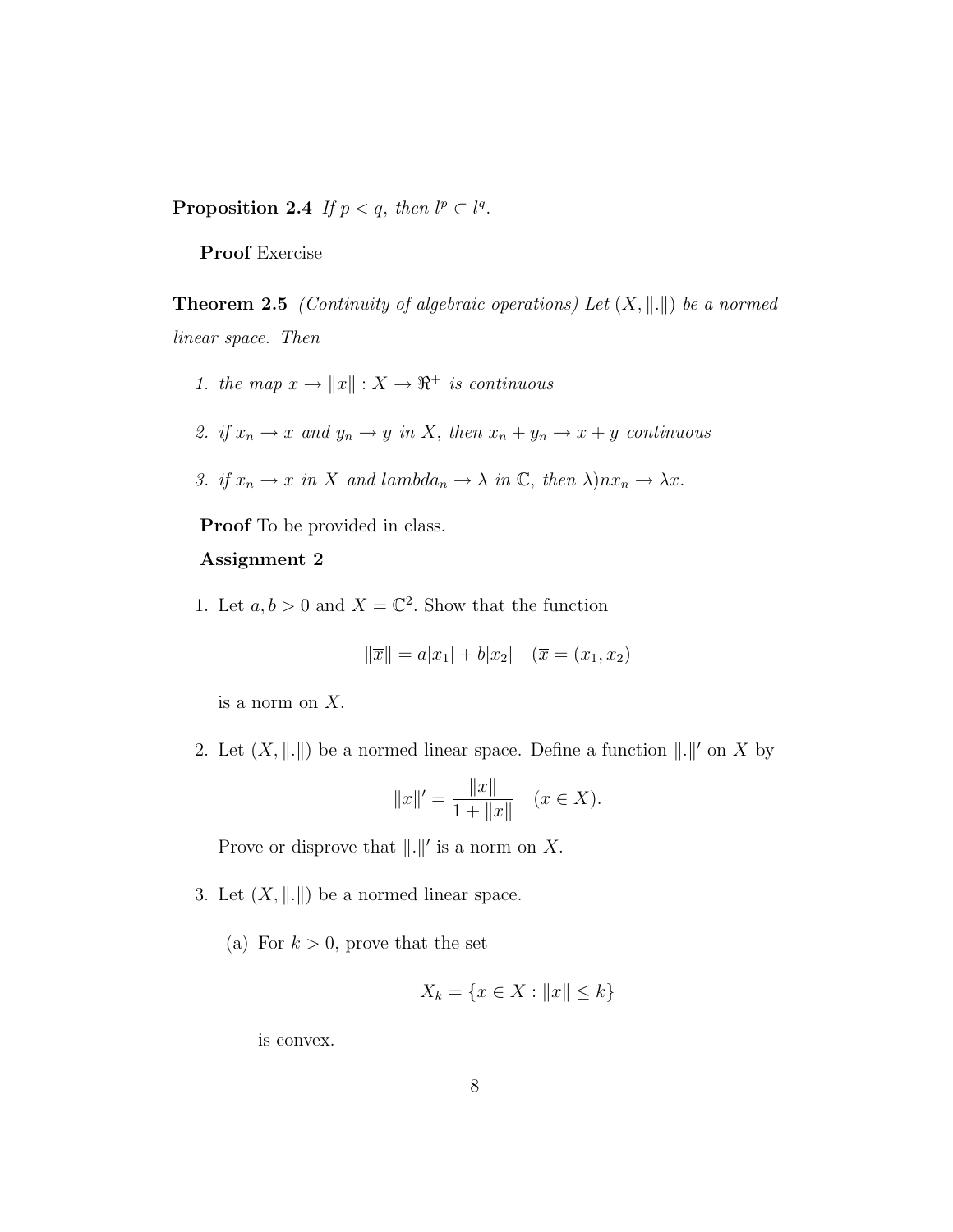**Proposition 2.4** *If $p < q$, then $l^p \subset l^q$.*

**Proof** Exercise

**Theorem 2.5** *(Continuity of algebraic operations) Let $(X, \|.\|)$ be a normed linear space. Then*

1. *the map $x \to \|x\| : X \to \Re^+$ is continuous*

2. *if $x_n \to x$ and $y_n \to y$ in $X$, then $x_n + y_n \to x + y$ continuous*

3. *if $x_n \to x$ in $X$ and $lambda_n \to \lambda$ in $\mathbb{C}$, then $\lambda)nx_n \to \lambda x$.*

**Proof** To be provided in class.

**Assignment 2**

1. Let $a, b > 0$ and $X = \mathbb{C}^2$. Show that the function

$$\|\overline{x}\| = a|x_1| + b|x_2| \quad (\overline{x} = (x_1, x_2))$$

is a norm on $X$.

2. Let $(X, \|.\|)$ be a normed linear space. Define a function $\|.\|'$ on $X$ by

$$\|x\|' = \frac{\|x\|}{1 + \|x\|} \quad (x \in X).$$

Prove or disprove that $\|.\|'$ is a norm on $X$.

3. Let $(X, \|.\|)$ be a normed linear space.

   (a) For $k > 0$, prove that the set

$$X_k = \{x \in X : \|x\| \leq k\}$$

   is convex.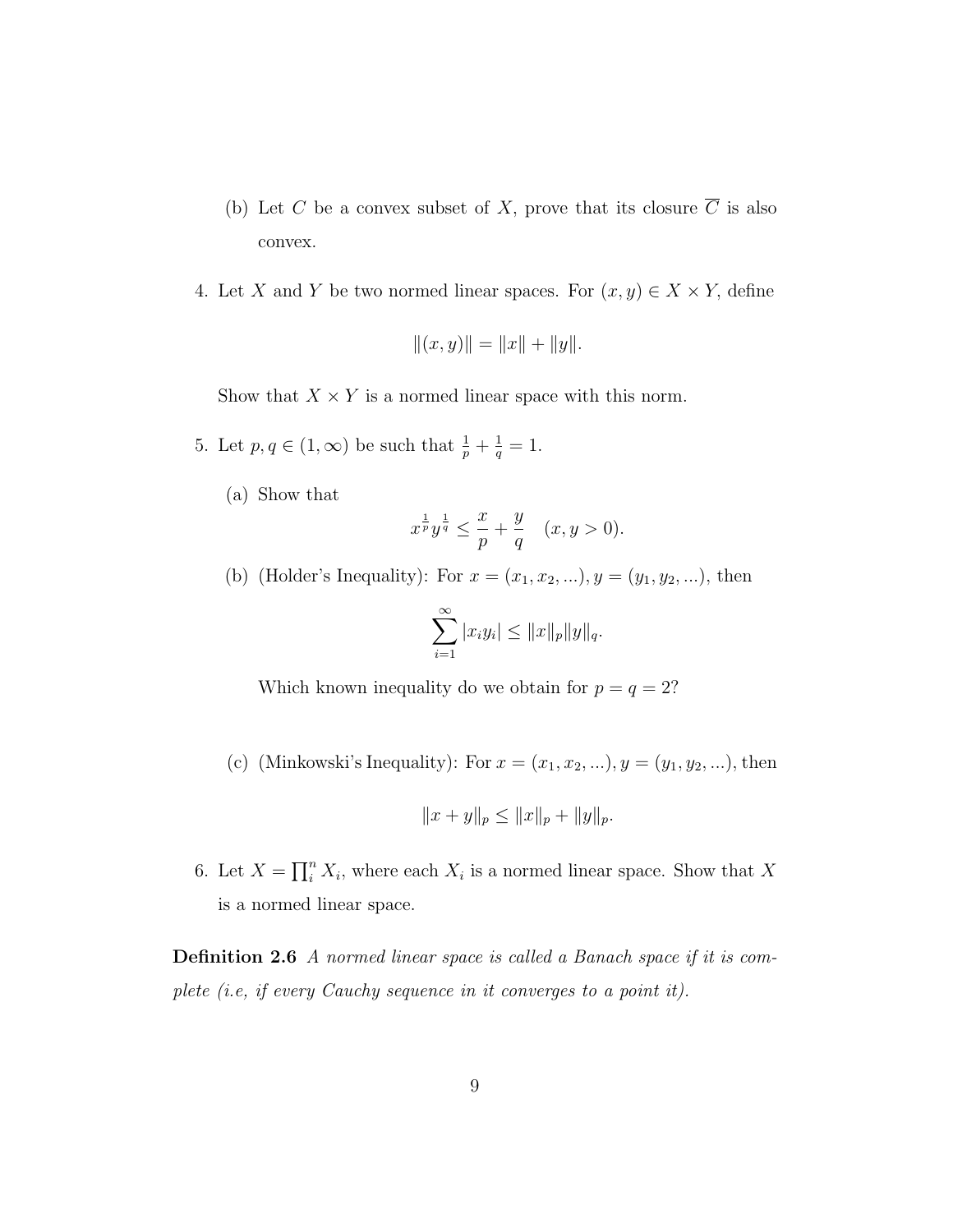(b) Let $C$ be a convex subset of $X$, prove that its closure $\overline{C}$ is also convex.

4. Let $X$ and $Y$ be two normed linear spaces. For $(x, y) \in X \times Y$, define

$$\|(x, y)\| = \|x\| + \|y\|.$$

Show that $X \times Y$ is a normed linear space with this norm.

5. Let $p, q \in (1, \infty)$ be such that $\frac{1}{p} + \frac{1}{q} = 1$.

   (a) Show that
   $$x^{\frac{1}{p}} y^{\frac{1}{q}} \leq \frac{x}{p} + \frac{y}{q} \quad (x, y > 0).$$

   (b) (Holder's Inequality): For $x = (x_1, x_2, ...), y = (y_1, y_2, ...)$, then
   $$\sum_{i=1}^{\infty} |x_i y_i| \leq \|x\|_p \|y\|_q.$$
   Which known inequality do we obtain for $p = q = 2$?

   (c) (Minkowski's Inequality): For $x = (x_1, x_2, ...), y = (y_1, y_2, ...)$, then
   $$\|x + y\|_p \leq \|x\|_p + \|y\|_p.$$

6. Let $X = \prod_i^n X_i$, where each $X_i$ is a normed linear space. Show that $X$ is a normed linear space.

**Definition 2.6** *A normed linear space is called a Banach space if it is complete (i.e, if every Cauchy sequence in it converges to a point it).*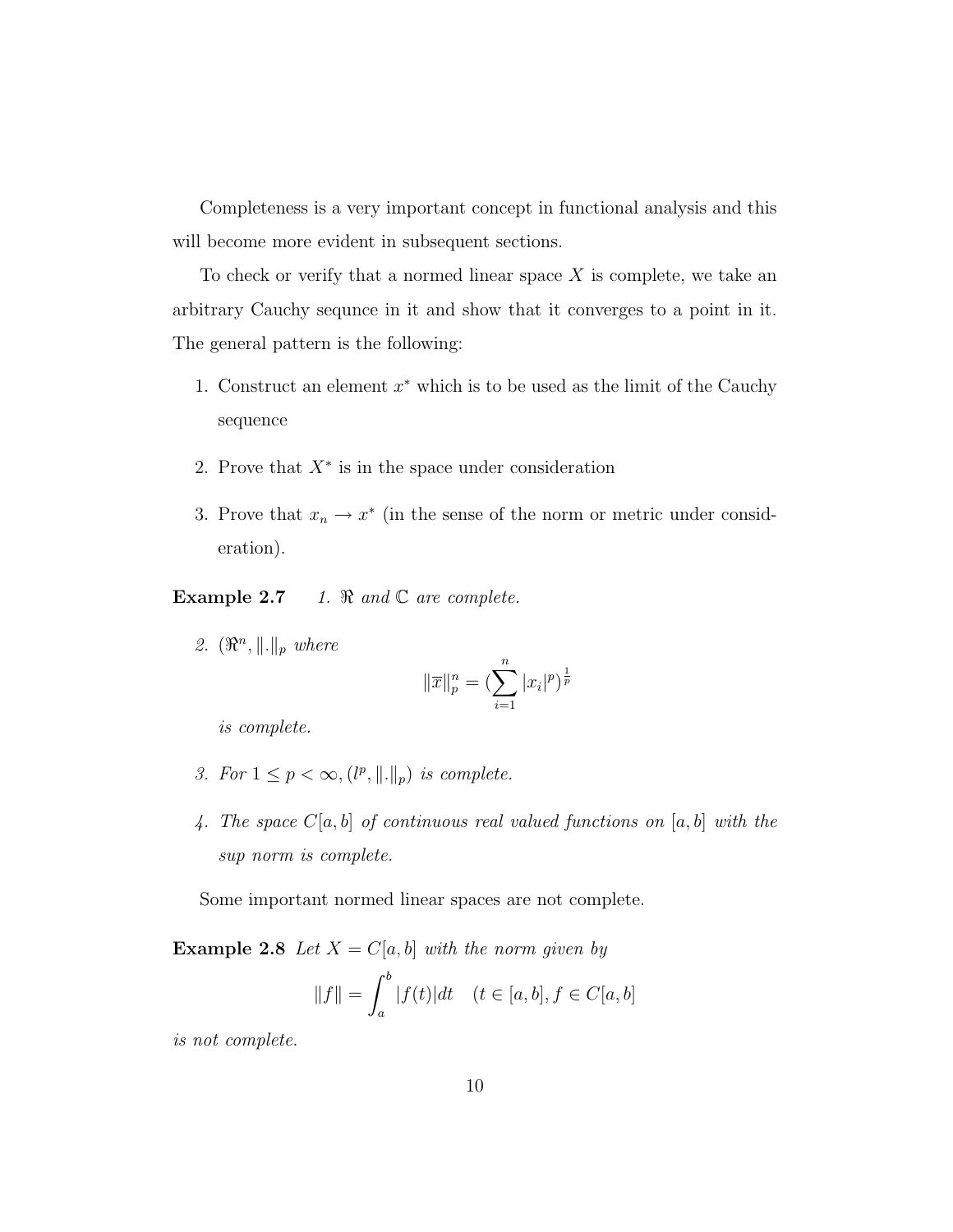Completeness is a very important concept in functional analysis and this will become more evident in subsequent sections.

To check or verify that a normed linear space $X$ is complete, we take an arbitrary Cauchy sequnce in it and show that it converges to a point in it. The general pattern is the following:

1. Construct an element $x^*$ which is to be used as the limit of the Cauchy sequence
2. Prove that $X^*$ is in the space under consideration
3. Prove that $x_n \to x^*$ (in the sense of the norm or metric under consideration).

**Example 2.7** *1. $\Re$ and $\mathbb{C}$ are complete.*

*2. $(\Re^n, \|.\|_p$ where*

$$\|\overline{x}\|_p^n = (\sum_{i=1}^{n} |x_i|^p)^{\frac{1}{p}}$$

*is complete.*

*3. For $1 \leq p < \infty, (l^p, \|.\|_p)$ is complete.*

*4. The space $C[a, b]$ of continuous real valued functions on $[a, b]$ with the sup norm is complete.*

Some important normed linear spaces are not complete.

**Example 2.8** *Let $X = C[a, b]$ with the norm given by*

$$\|f\| = \int_a^b |f(t)|dt \quad (t \in [a, b], f \in C[a, b]$$

*is not complete.*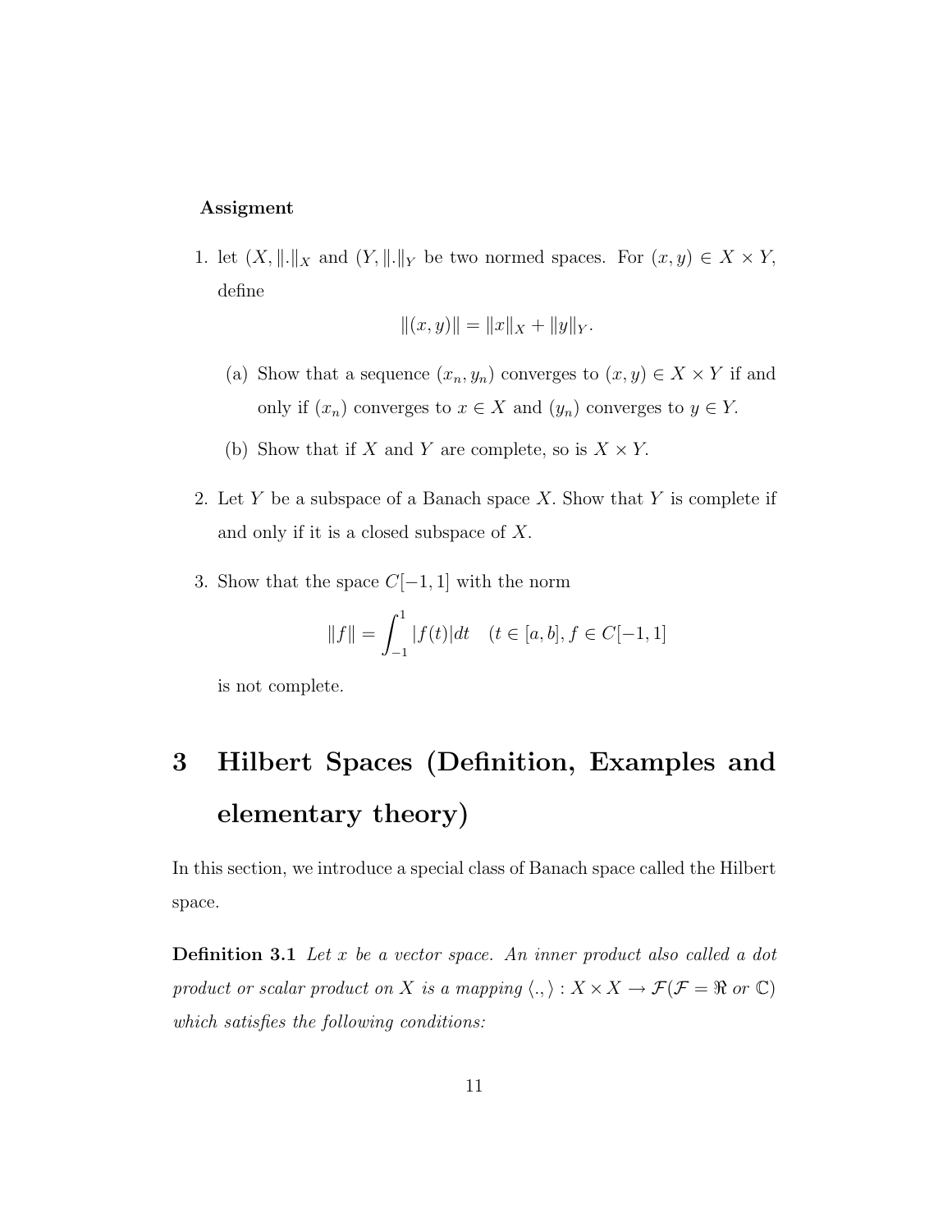**Assigment**

1. let $(X, \|.\|_X$ and $(Y, \|.\|_Y$ be two normed spaces. For $(x, y) \in X \times Y$, define

$$\|(x, y)\| = \|x\|_X + \|y\|_Y.$$

   (a) Show that a sequence $(x_n, y_n)$ converges to $(x, y) \in X \times Y$ if and only if $(x_n)$ converges to $x \in X$ and $(y_n)$ converges to $y \in Y$.

   (b) Show that if $X$ and $Y$ are complete, so is $X \times Y$.

2. Let $Y$ be a subspace of a Banach space $X$. Show that $Y$ is complete if and only if it is a closed subspace of $X$.

3. Show that the space $C[-1, 1]$ with the norm

$$\|f\| = \int_{-1}^{1} |f(t)|dt \quad (t \in [a, b], f \in C[-1, 1]$$

   is not complete.

# 3 Hilbert Spaces (Definition, Examples and elementary theory)

In this section, we introduce a special class of Banach space called the Hilbert space.

**Definition 3.1** *Let $x$ be a vector space. An inner product also called a dot product or scalar product on $X$ is a mapping $\langle ., \rangle : X \times X \to \mathcal{F}(\mathcal{F} = \Re$ or $\mathbb{C})$ which satisfies the following conditions:*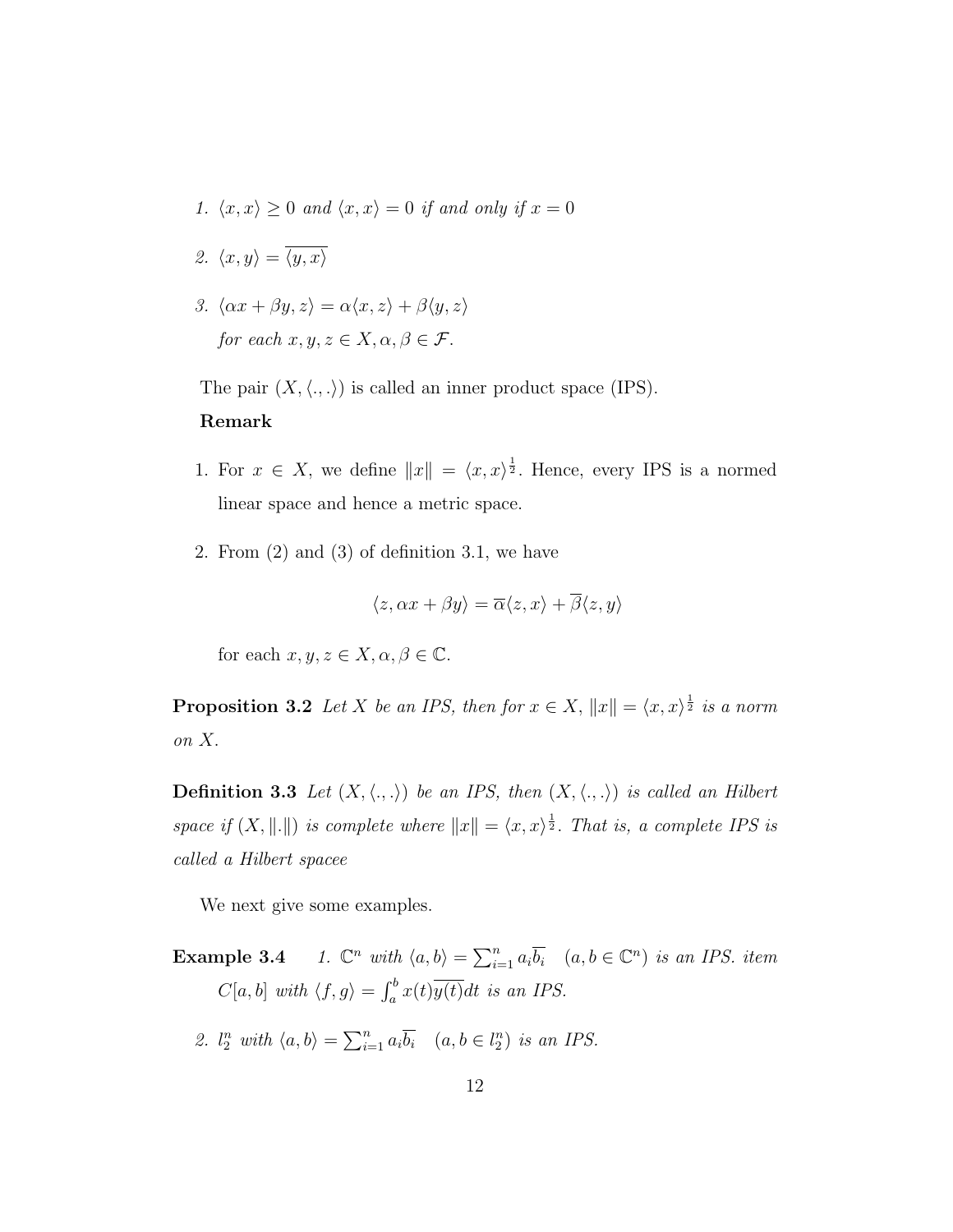1. $\langle x, x \rangle \geq 0$ *and* $\langle x, x \rangle = 0$ *if and only if* $x = 0$
2. $\langle x, y \rangle = \overline{\langle y, x \rangle}$
3. $\langle \alpha x + \beta y, z \rangle = \alpha \langle x, z \rangle + \beta \langle y, z \rangle$
   *for each* $x, y, z \in X, \alpha, \beta \in \mathcal{F}$.

The pair $(X, \langle ., . \rangle)$ is called an inner product space (IPS).

**Remark**

1. For $x \in X$, we define $\|x\| = \langle x, x \rangle^{\frac{1}{2}}$. Hence, every IPS is a normed linear space and hence a metric space.
2. From (2) and (3) of definition 3.1, we have
   $$\langle z, \alpha x + \beta y \rangle = \overline{\alpha} \langle z, x \rangle + \overline{\beta} \langle z, y \rangle$$
   for each $x, y, z \in X, \alpha, \beta \in \mathbb{C}$.

**Proposition 3.2** *Let* $X$ *be an IPS, then for* $x \in X$, $\|x\| = \langle x, x \rangle^{\frac{1}{2}}$ *is a norm on* $X$.

**Definition 3.3** *Let* $(X, \langle ., . \rangle)$ *be an IPS, then* $(X, \langle ., . \rangle)$ *is called an Hilbert space if* $(X, \|.\|)$ *is complete where* $\|x\| = \langle x, x \rangle^{\frac{1}{2}}$. *That is, a complete IPS is called a Hilbert spacee*

We next give some examples.

**Example 3.4** *1.* $\mathbb{C}^n$ *with* $\langle a, b \rangle = \sum_{i=1}^{n} a_i \overline{b_i} \quad (a, b \in \mathbb{C}^n)$ *is an IPS. item* $C[a, b]$ *with* $\langle f, g \rangle = \int_a^b x(t)\overline{y(t)}dt$ *is an IPS.*

*2.* $l_2^n$ *with* $\langle a, b \rangle = \sum_{i=1}^{n} a_i \overline{b_i} \quad (a, b \in l_2^n)$ *is an IPS.*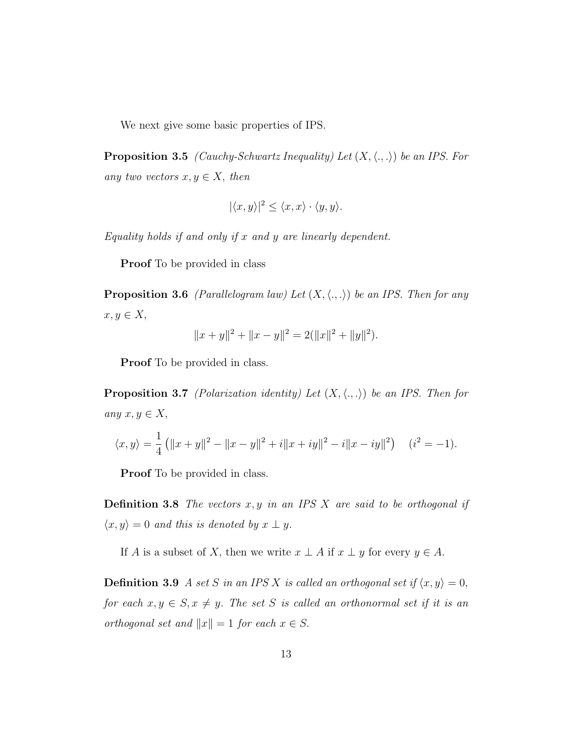We next give some basic properties of IPS.

**Proposition 3.5** *(Cauchy-Schwartz Inequality) Let $(X, \langle .,. \rangle)$ be an IPS. For any two vectors $x, y \in X$, then*

$$|\langle x, y\rangle|^2 \leq \langle x, x\rangle \cdot \langle y, y\rangle.$$

*Equality holds if and only if $x$ and $y$ are linearly dependent.*

**Proof** To be provided in class

**Proposition 3.6** *(Parallelogram law) Let $(X, \langle .,. \rangle)$ be an IPS. Then for any $x, y \in X$,*

$$\|x + y\|^2 + \|x - y\|^2 = 2(\|x\|^2 + \|y\|^2).$$

**Proof** To be provided in class.

**Proposition 3.7** *(Polarization identity) Let $(X, \langle .,. \rangle)$ be an IPS. Then for any $x, y \in X$,*

$$\langle x, y\rangle = \frac{1}{4}\left(\|x + y\|^2 - \|x - y\|^2 + i\|x + iy\|^2 - i\|x - iy\|^2\right) \quad (i^2 = -1).$$

**Proof** To be provided in class.

**Definition 3.8** *The vectors $x, y$ in an IPS $X$ are said to be orthogonal if $\langle x, y\rangle = 0$ and this is denoted by $x \perp y$.*

If $A$ is a subset of $X$, then we write $x \perp A$ if $x \perp y$ for every $y \in A$.

**Definition 3.9** *A set $S$ in an IPS $X$ is called an orthogonal set if $\langle x, y\rangle = 0$, for each $x, y \in S, x \neq y$. The set $S$ is called an orthonormal set if it is an orthogonal set and $\|x\| = 1$ for each $x \in S$.*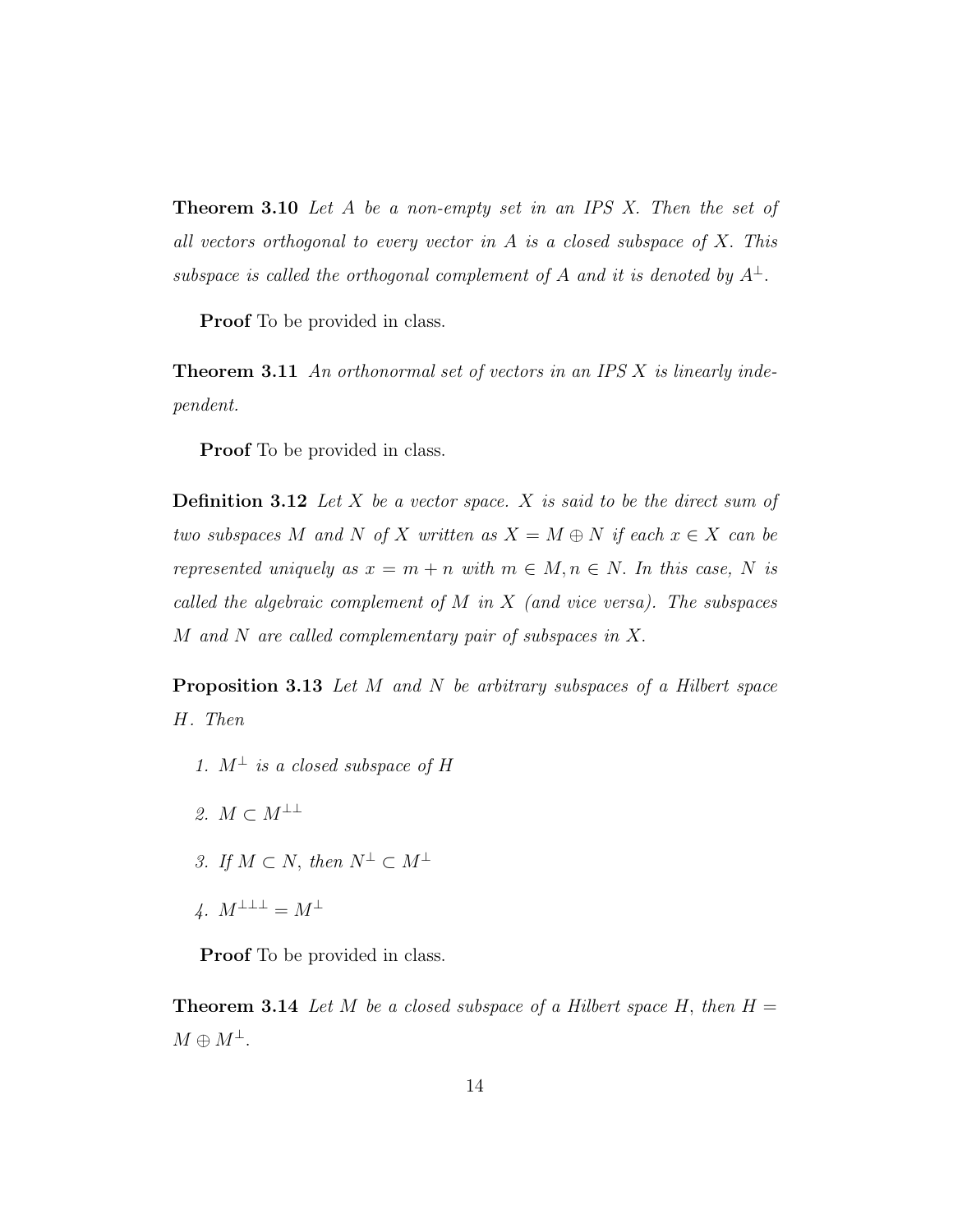**Theorem 3.10** *Let $A$ be a non-empty set in an IPS $X$. Then the set of all vectors orthogonal to every vector in $A$ is a closed subspace of $X$. This subspace is called the orthogonal complement of $A$ and it is denoted by $A^{\perp}$.*

**Proof** To be provided in class.

**Theorem 3.11** *An orthonormal set of vectors in an IPS $X$ is linearly independent.*

**Proof** To be provided in class.

**Definition 3.12** *Let $X$ be a vector space. $X$ is said to be the direct sum of two subspaces $M$ and $N$ of $X$ written as $X = M \oplus N$ if each $x \in X$ can be represented uniquely as $x = m + n$ with $m \in M, n \in N$. In this case, $N$ is called the algebraic complement of $M$ in $X$ (and vice versa). The subspaces $M$ and $N$ are called complementary pair of subspaces in $X$.*

**Proposition 3.13** *Let $M$ and $N$ be arbitrary subspaces of a Hilbert space $H$. Then*

1. *$M^{\perp}$ is a closed subspace of $H$*
2. *$M \subset M^{\perp\perp}$*
3. *If $M \subset N$, then $N^{\perp} \subset M^{\perp}$*
4. *$M^{\perp\perp\perp} = M^{\perp}$*

**Proof** To be provided in class.

**Theorem 3.14** *Let $M$ be a closed subspace of a Hilbert space $H$, then $H = M \oplus M^{\perp}$.*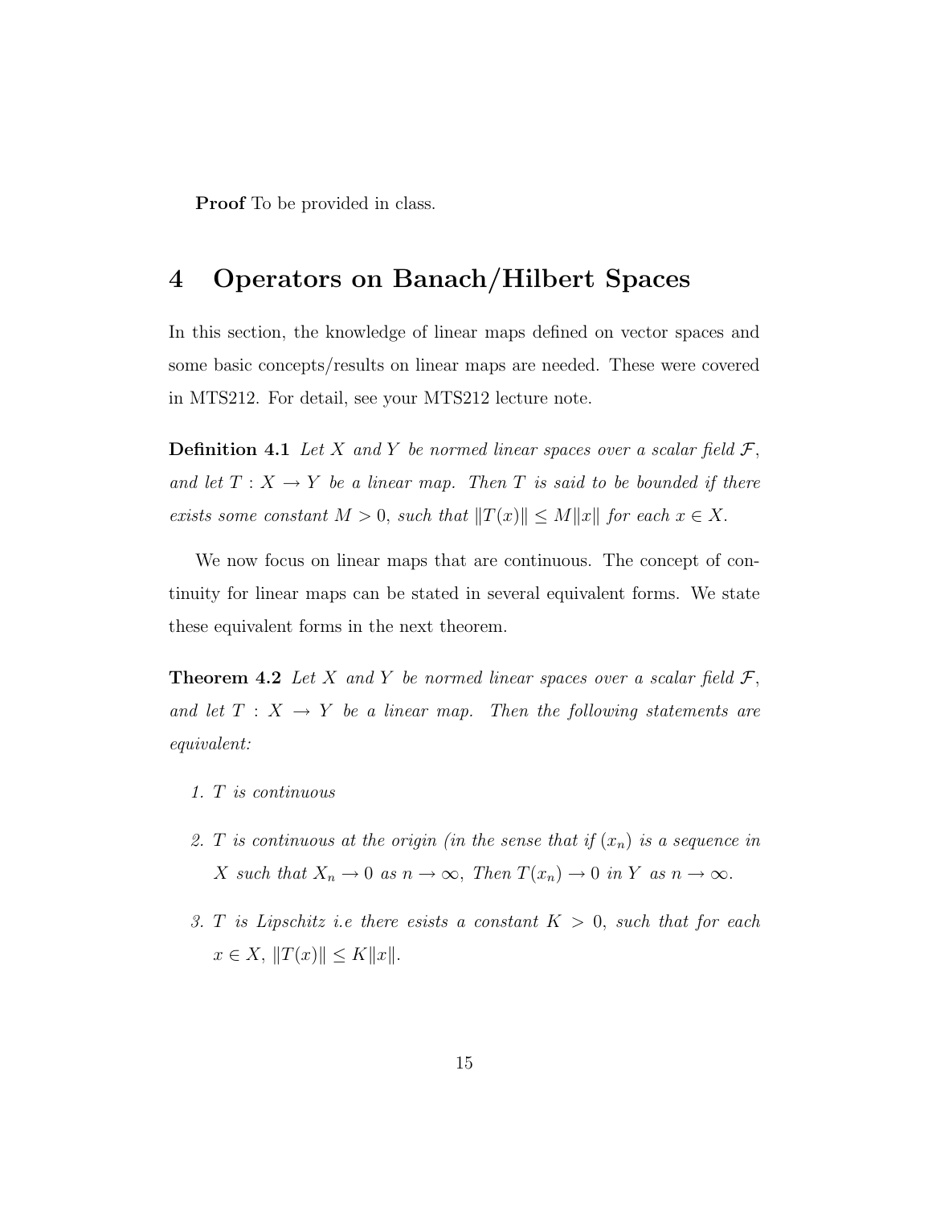**Proof** To be provided in class.

## 4 Operators on Banach/Hilbert Spaces

In this section, the knowledge of linear maps defined on vector spaces and some basic concepts/results on linear maps are needed. These were covered in MTS212. For detail, see your MTS212 lecture note.

**Definition 4.1** *Let $X$ and $Y$ be normed linear spaces over a scalar field $\mathcal{F}$, and let $T : X \to Y$ be a linear map. Then $T$ is said to be bounded if there exists some constant $M > 0$, such that $\|T(x)\| \leq M\|x\|$ for each $x \in X$.*

We now focus on linear maps that are continuous. The concept of continuity for linear maps can be stated in several equivalent forms. We state these equivalent forms in the next theorem.

**Theorem 4.2** *Let $X$ and $Y$ be normed linear spaces over a scalar field $\mathcal{F}$, and let $T : X \to Y$ be a linear map. Then the following statements are equivalent:*

1. *$T$ is continuous*
2. *$T$ is continuous at the origin (in the sense that if $(x_n)$ is a sequence in $X$ such that $X_n \to 0$ as $n \to \infty$, Then $T(x_n) \to 0$ in $Y$ as $n \to \infty$.*
3. *$T$ is Lipschitz i.e there esists a constant $K > 0$, such that for each $x \in X$, $\|T(x)\| \leq K\|x\|$.*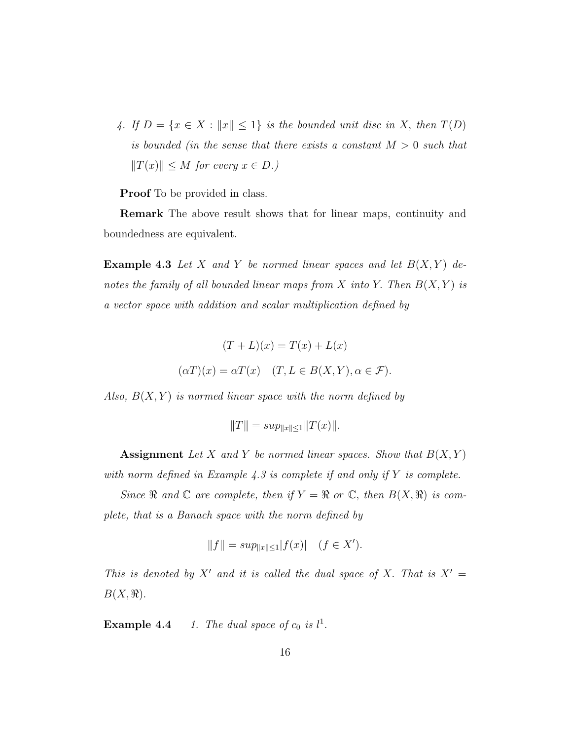4. *If $D = \{x \in X : \|x\| \leq 1\}$ is the bounded unit disc in $X$, then $T(D)$ is bounded (in the sense that there exists a constant $M > 0$ such that $\|T(x)\| \leq M$ for every $x \in D$.)*

**Proof** To be provided in class.

**Remark** The above result shows that for linear maps, continuity and boundedness are equivalent.

**Example 4.3** *Let $X$ and $Y$ be normed linear spaces and let $B(X, Y)$ denotes the family of all bounded linear maps from $X$ into $Y$. Then $B(X, Y)$ is a vector space with addition and scalar multiplication defined by*

$$(T + L)(x) = T(x) + L(x)$$

$$(\alpha T)(x) = \alpha T(x) \quad (T, L \in B(X, Y), \alpha \in \mathcal{F}).$$

*Also, $B(X, Y)$ is normed linear space with the norm defined by*

$$\|T\| = sup_{\|x\| \leq 1} \|T(x)\|.$$

**Assignment** *Let $X$ and $Y$ be normed linear spaces. Show that $B(X, Y)$ with norm defined in Example 4.3 is complete if and only if $Y$ is complete.*

*Since $\Re$ and $\mathbb{C}$ are complete, then if $Y = \Re$ or $\mathbb{C}$, then $B(X, \Re)$ is complete, that is a Banach space with the norm defined by*

$$\|f\| = sup_{\|x\| \leq 1} |f(x)| \quad (f \in X').$$

*This is denoted by $X'$ and it is called the dual space of $X$. That is $X' = B(X, \Re)$.*

**Example 4.4** *1. The dual space of $c_0$ is $l^1$.*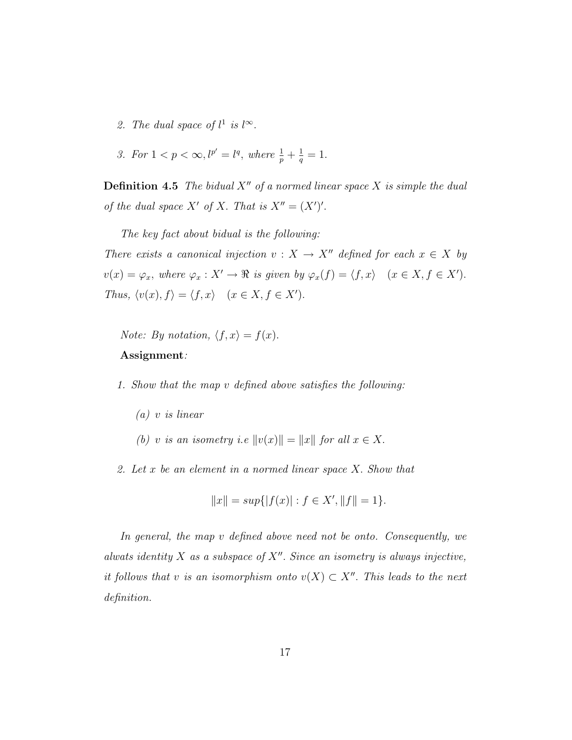2. *The dual space of* $l^1$ *is* $l^\infty$.

3. *For* $1 < p < \infty, l^{p'} = l^q$, *where* $\frac{1}{p} + \frac{1}{q} = 1$.

**Definition 4.5** *The bidual* $X''$ *of a normed linear space* $X$ *is simple the dual of the dual space* $X'$ *of* $X$. *That is* $X'' = (X')'$.

*The key fact about bidual is the following:*
*There exists a canonical injection* $v : X \to X''$ *defined for each* $x \in X$ *by* $v(x) = \varphi_x$, *where* $\varphi_x : X' \to \Re$ *is given by* $\varphi_x(f) = \langle f, x \rangle \quad (x \in X, f \in X')$. *Thus,* $\langle v(x), f \rangle = \langle f, x \rangle \quad (x \in X, f \in X')$.

*Note: By notation,* $\langle f, x \rangle = f(x)$.

**Assignment***:*

1. *Show that the map* $v$ *defined above satisfies the following:*

   (a) $v$ *is linear*

   (b) $v$ *is an isometry i.e* $\|v(x)\| = \|x\|$ *for all* $x \in X$.

2. *Let* $x$ *be an element in a normed linear space* $X$. *Show that*

$$\|x\| = sup\{|f(x)| : f \in X', \|f\| = 1\}.$$

*In general, the map* $v$ *defined above need not be onto. Consequently, we alwats identity* $X$ *as a subspace of* $X''$. *Since an isometry is always injective, it follows that* $v$ *is an isomorphism onto* $v(X) \subset X''$. *This leads to the next definition.*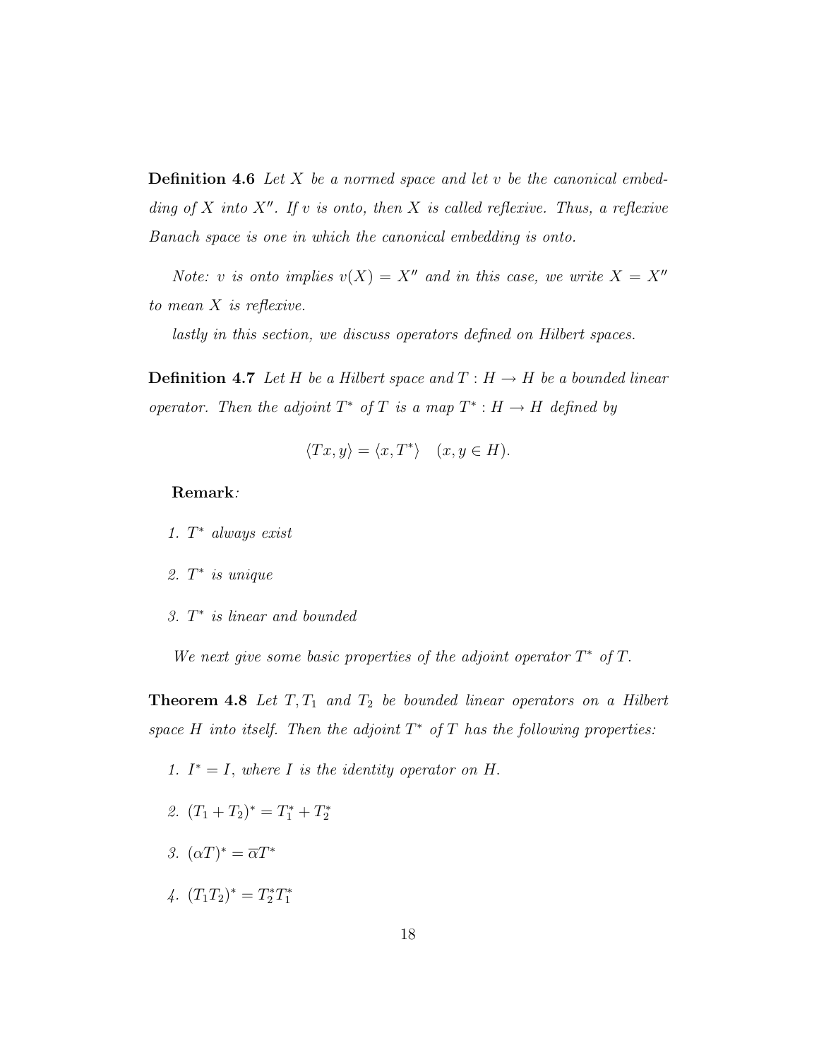**Definition 4.6** *Let $X$ be a normed space and let $v$ be the canonical embedding of $X$ into $X''$. If $v$ is onto, then $X$ is called reflexive. Thus, a reflexive Banach space is one in which the canonical embedding is onto.*

*Note: $v$ is onto implies $v(X) = X''$ and in this case, we write $X = X''$ to mean $X$ is reflexive.*

*lastly in this section, we discuss operators defined on Hilbert spaces.*

**Definition 4.7** *Let $H$ be a Hilbert space and $T : H \to H$ be a bounded linear operator. Then the adjoint $T^*$ of $T$ is a map $T^* : H \to H$ defined by*

$$\langle Tx, y \rangle = \langle x, T^* \rangle \quad (x, y \in H).$$

**Remark***:*

1. *$T^*$ always exist*
2. *$T^*$ is unique*
3. *$T^*$ is linear and bounded*

*We next give some basic properties of the adjoint operator $T^*$ of $T$.*

**Theorem 4.8** *Let $T, T_1$ and $T_2$ be bounded linear operators on a Hilbert space $H$ into itself. Then the adjoint $T^*$ of $T$ has the following properties:*

1. *$I^* = I$, where $I$ is the identity operator on $H$.*
2. *$(T_1 + T_2)^* = T_1^* + T_2^*$*
3. *$(\alpha T)^* = \overline{\alpha} T^*$*
4. *$(T_1 T_2)^* = T_2^* T_1^*$*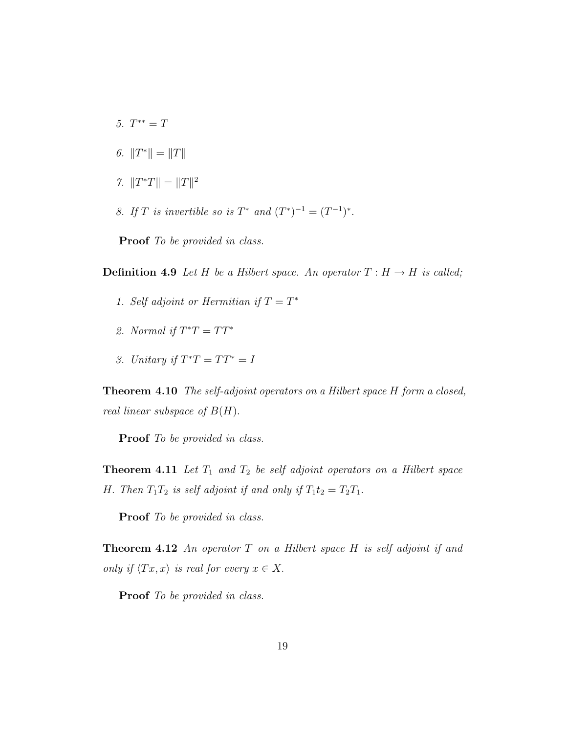5. $T^{**} = T$

6. $\|T^*\| = \|T\|$

7. $\|T^*T\| = \|T\|^2$

8. *If $T$ is invertible so is $T^*$ and $(T^*)^{-1} = (T^{-1})^*$.*

**Proof** *To be provided in class.*

**Definition 4.9** *Let $H$ be a Hilbert space. An operator $T : H \to H$ is called;*

1. *Self adjoint or Hermitian if $T = T^*$*

2. *Normal if $T^*T = TT^*$*

3. *Unitary if $T^*T = TT^* = I$*

**Theorem 4.10** *The self-adjoint operators on a Hilbert space $H$ form a closed, real linear subspace of $B(H)$.*

**Proof** *To be provided in class.*

**Theorem 4.11** *Let $T_1$ and $T_2$ be self adjoint operators on a Hilbert space $H$. Then $T_1T_2$ is self adjoint if and only if $T_1t_2 = T_2T_1$.*

**Proof** *To be provided in class.*

**Theorem 4.12** *An operator $T$ on a Hilbert space $H$ is self adjoint if and only if $\langle Tx, x\rangle$ is real for every $x \in X$.*

**Proof** *To be provided in class.*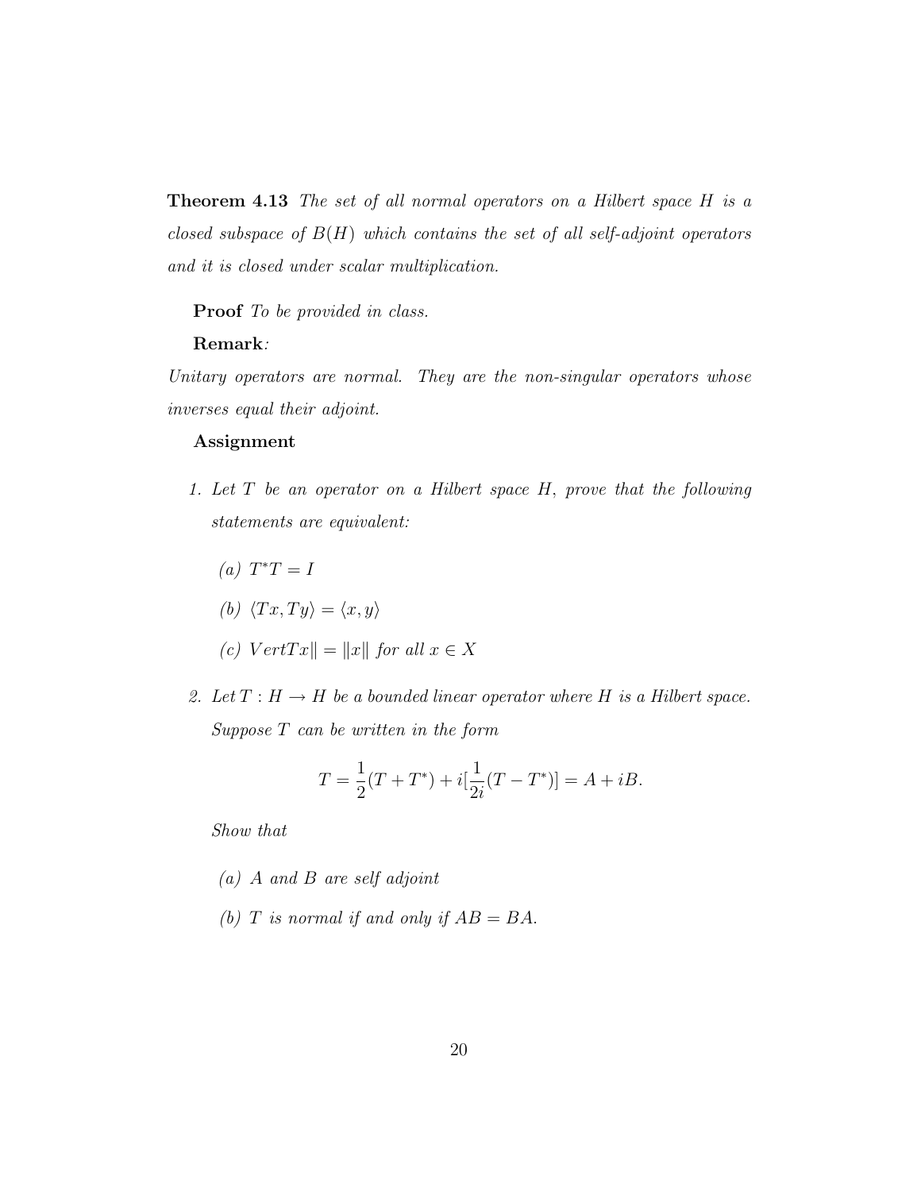**Theorem 4.13** *The set of all normal operators on a Hilbert space $H$ is a closed subspace of $B(H)$ which contains the set of all self-adjoint operators and it is closed under scalar multiplication.*

**Proof** *To be provided in class.*

**Remark***:*

*Unitary operators are normal. They are the non-singular operators whose inverses equal their adjoint.*

**Assignment**

1. *Let $T$ be an operator on a Hilbert space $H$, prove that the following statements are equivalent:*

   *(a)* $T^*T = I$

   *(b)* $\langle Tx, Ty \rangle = \langle x, y \rangle$

   *(c)* $VertTx\| = \|x\|$ *for all* $x \in X$

2. *Let $T : H \to H$ be a bounded linear operator where $H$ is a Hilbert space. Suppose $T$ can be written in the form*

$$T = \frac{1}{2}(T + T^*) + i[\frac{1}{2i}(T - T^*)] = A + iB.$$

   *Show that*

   *(a) $A$ and $B$ are self adjoint*

   *(b) $T$ is normal if and only if $AB = BA$.*